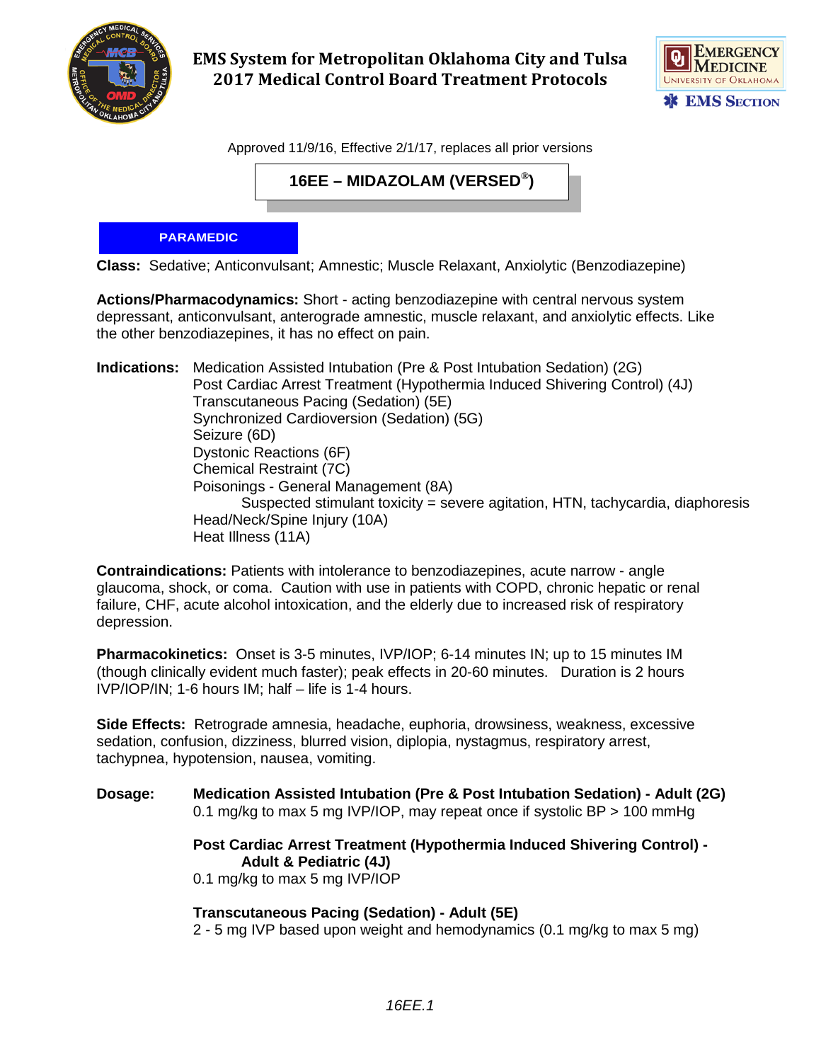# EMS System for Metropolitan Oklahoma City and Tulsa
## 2017 Medical Control Board Treatment Protocols

Approved 11/9/16, Effective 2/1/17, replaces all prior versions

## 16EE – MIDAZOLAM (VERSED®)

**PARAMEDIC**

**Class:** Sedative; Anticonvulsant; Amnestic; Muscle Relaxant, Anxiolytic (Benzodiazepine)

**Actions/Pharmacodynamics:** Short - acting benzodiazepine with central nervous system depressant, anticonvulsant, anterograde amnestic, muscle relaxant, and anxiolytic effects. Like the other benzodiazepines, it has no effect on pain.

**Indications:**
- Medication Assisted Intubation (Pre & Post Intubation Sedation) (2G)
- Post Cardiac Arrest Treatment (Hypothermia Induced Shivering Control) (4J)
- Transcutaneous Pacing (Sedation) (5E)
- Synchronized Cardioversion (Sedation) (5G)
- Seizure (6D)
- Dystonic Reactions (6F)
- Chemical Restraint (7C)
- Poisonings - General Management (8A)
  - Suspected stimulant toxicity = severe agitation, HTN, tachycardia, diaphoresis
- Head/Neck/Spine Injury (10A)
- Heat Illness (11A)

**Contraindications:** Patients with intolerance to benzodiazepines, acute narrow - angle glaucoma, shock, or coma. Caution with use in patients with COPD, chronic hepatic or renal failure, CHF, acute alcohol intoxication, and the elderly due to increased risk of respiratory depression.

**Pharmacokinetics:** Onset is 3-5 minutes, IVP/IOP; 6-14 minutes IN; up to 15 minutes IM (though clinically evident much faster); peak effects in 20-60 minutes. Duration is 2 hours IVP/IOP/IN; 1-6 hours IM; half – life is 1-4 hours.

**Side Effects:** Retrograde amnesia, headache, euphoria, drowsiness, weakness, excessive sedation, confusion, dizziness, blurred vision, diplopia, nystagmus, respiratory arrest, tachypnea, hypotension, nausea, vomiting.

**Dosage:**

**Medication Assisted Intubation (Pre & Post Intubation Sedation) - Adult (2G)**
0.1 mg/kg to max 5 mg IVP/IOP, may repeat once if systolic BP > 100 mmHg

**Post Cardiac Arrest Treatment (Hypothermia Induced Shivering Control) - Adult & Pediatric (4J)**
0.1 mg/kg to max 5 mg IVP/IOP

**Transcutaneous Pacing (Sedation) - Adult (5E)**
2 - 5 mg IVP based upon weight and hemodynamics (0.1 mg/kg to max 5 mg)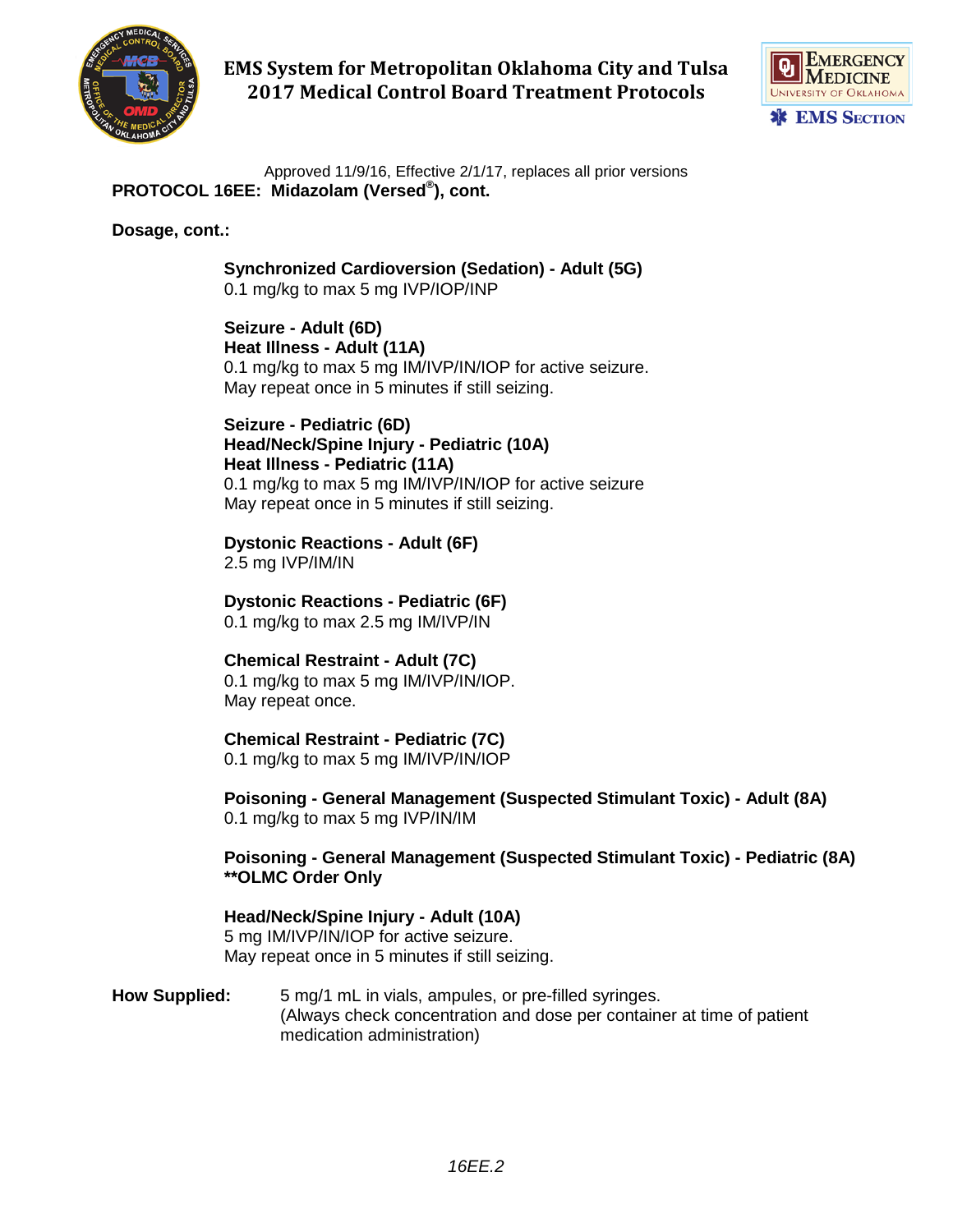Approved 11/9/16, Effective 2/1/17, replaces all prior versions

**PROTOCOL 16EE: Midazolam (Versed®), cont.**

**Dosage, cont.:**

**Synchronized Cardioversion (Sedation) - Adult (5G)**
0.1 mg/kg to max 5 mg IVP/IOP/INP

**Seizure - Adult (6D)**
**Heat Illness - Adult (11A)**
0.1 mg/kg to max 5 mg IM/IVP/IN/IOP for active seizure.
May repeat once in 5 minutes if still seizing.

**Seizure - Pediatric (6D)**
**Head/Neck/Spine Injury - Pediatric (10A)**
**Heat Illness - Pediatric (11A)**
0.1 mg/kg to max 5 mg IM/IVP/IN/IOP for active seizure
May repeat once in 5 minutes if still seizing.

**Dystonic Reactions - Adult (6F)**
2.5 mg IVP/IM/IN

**Dystonic Reactions - Pediatric (6F)**
0.1 mg/kg to max 2.5 mg IM/IVP/IN

**Chemical Restraint - Adult (7C)**
0.1 mg/kg to max 5 mg IM/IVP/IN/IOP.
May repeat once.

**Chemical Restraint - Pediatric (7C)**
0.1 mg/kg to max 5 mg IM/IVP/IN/IOP

**Poisoning - General Management (Suspected Stimulant Toxic) - Adult (8A)**
0.1 mg/kg to max 5 mg IVP/IN/IM

**Poisoning - General Management (Suspected Stimulant Toxic) - Pediatric (8A)**
****OLMC Order Only**

**Head/Neck/Spine Injury - Adult (10A)**
5 mg IM/IVP/IN/IOP for active seizure.
May repeat once in 5 minutes if still seizing.

**How Supplied:** 5 mg/1 mL in vials, ampules, or pre-filled syringes.
(Always check concentration and dose per container at time of patient medication administration)